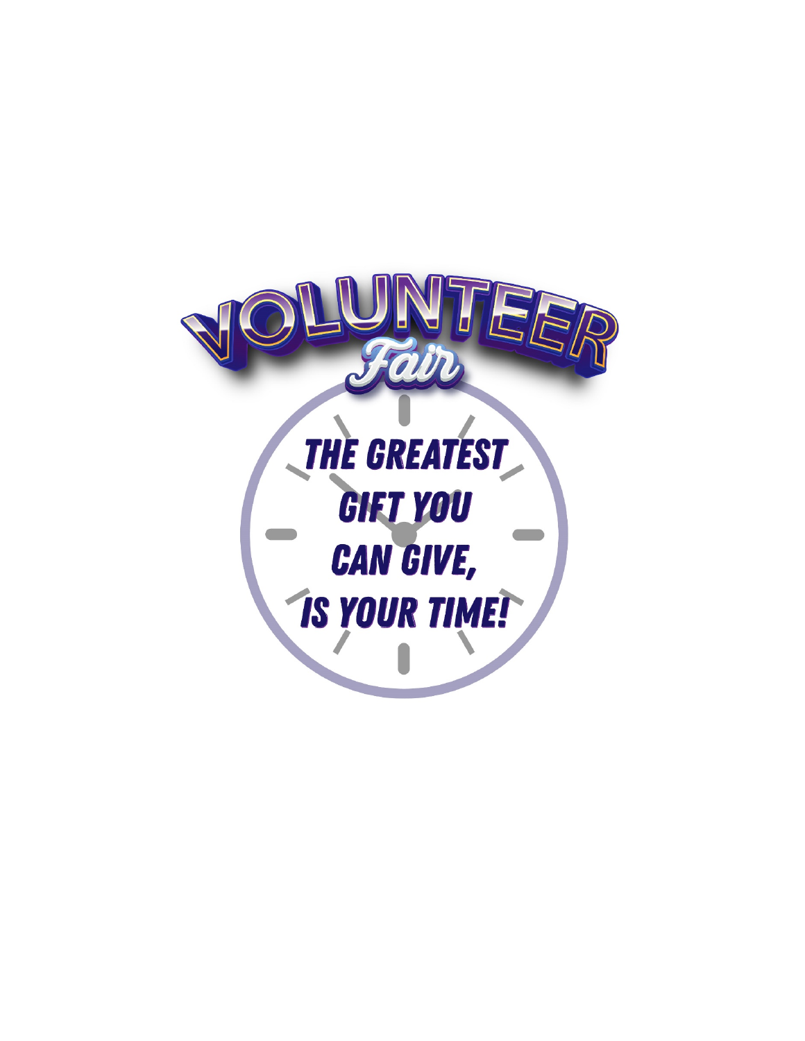# VOLUNTEER Fair

## THE GREATEST GIFT YOU CAN GIVE, IS YOUR TIME!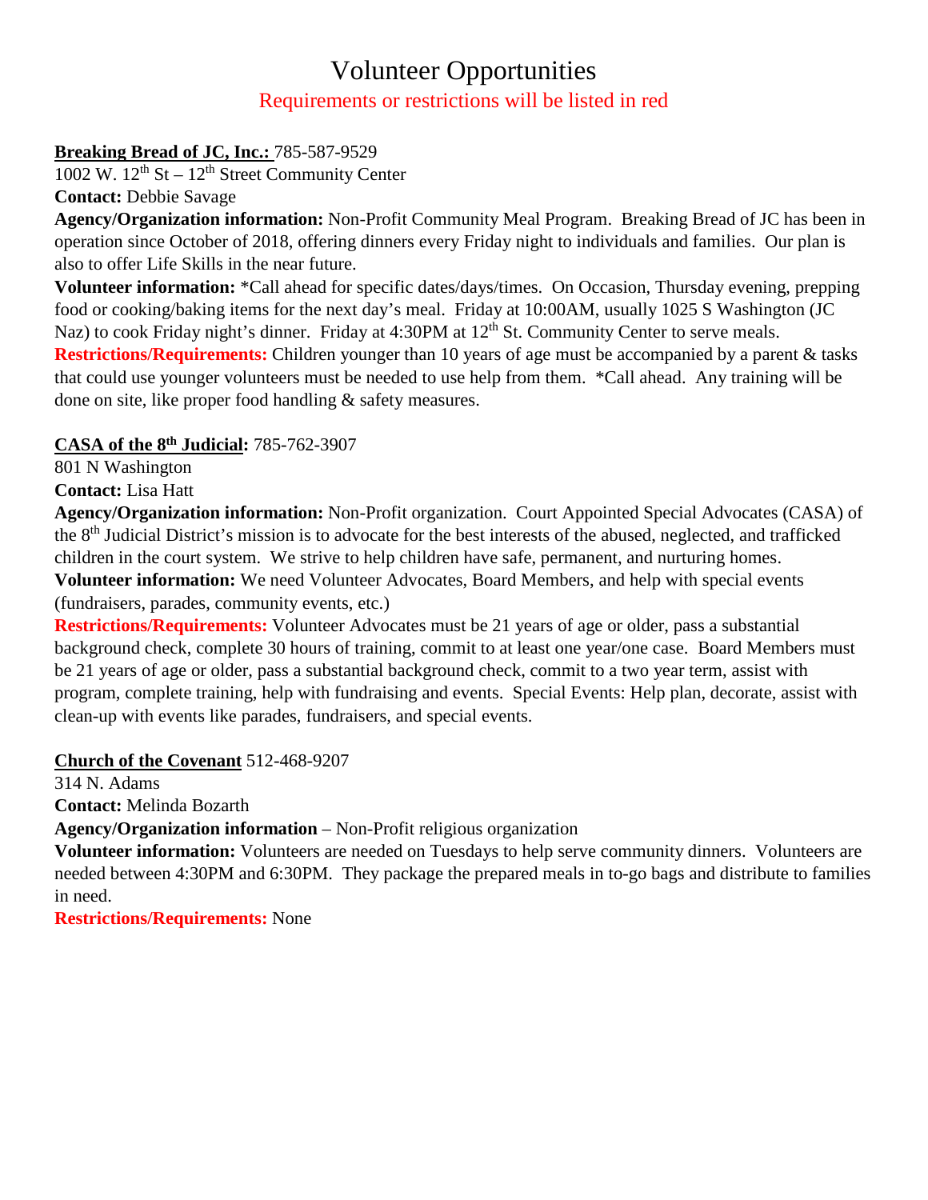# Volunteer Opportunities

Requirements or restrictions will be listed in red

**Breaking Bread of JC, Inc.:** 785-587-9529
1002 W. 12th St – 12th Street Community Center
**Contact:** Debbie Savage
**Agency/Organization information:** Non-Profit Community Meal Program. Breaking Bread of JC has been in operation since October of 2018, offering dinners every Friday night to individuals and families. Our plan is also to offer Life Skills in the near future.
**Volunteer information:** *Call ahead for specific dates/days/times. On Occasion, Thursday evening, prepping food or cooking/baking items for the next day's meal. Friday at 10:00AM, usually 1025 S Washington (JC Naz) to cook Friday night's dinner. Friday at 4:30PM at 12th St. Community Center to serve meals.
**Restrictions/Requirements:** Children younger than 10 years of age must be accompanied by a parent & tasks that could use younger volunteers must be needed to use help from them. *Call ahead. Any training will be done on site, like proper food handling & safety measures.

**CASA of the 8th Judicial:** 785-762-3907
801 N Washington
**Contact:** Lisa Hatt
**Agency/Organization information:** Non-Profit organization. Court Appointed Special Advocates (CASA) of the 8th Judicial District's mission is to advocate for the best interests of the abused, neglected, and trafficked children in the court system. We strive to help children have safe, permanent, and nurturing homes.
**Volunteer information:** We need Volunteer Advocates, Board Members, and help with special events (fundraisers, parades, community events, etc.)
**Restrictions/Requirements:** Volunteer Advocates must be 21 years of age or older, pass a substantial background check, complete 30 hours of training, commit to at least one year/one case. Board Members must be 21 years of age or older, pass a substantial background check, commit to a two year term, assist with program, complete training, help with fundraising and events. Special Events: Help plan, decorate, assist with clean-up with events like parades, fundraisers, and special events.

**Church of the Covenant** 512-468-9207
314 N. Adams
**Contact:** Melinda Bozarth
**Agency/Organization information** – Non-Profit religious organization
**Volunteer information:** Volunteers are needed on Tuesdays to help serve community dinners. Volunteers are needed between 4:30PM and 6:30PM. They package the prepared meals in to-go bags and distribute to families in need.
**Restrictions/Requirements:** None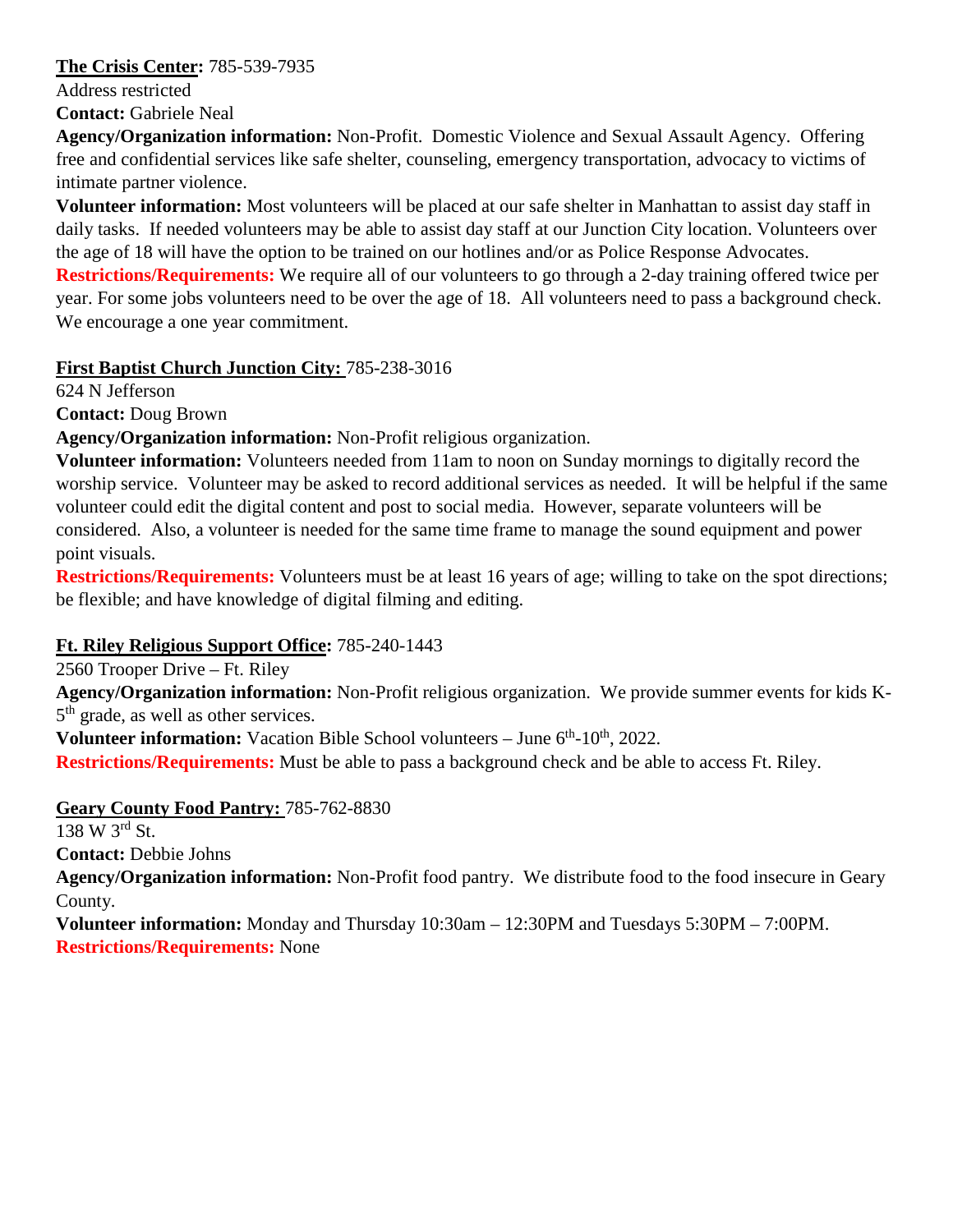**The Crisis Center:** 785-539-7935
Address restricted
**Contact:** Gabriele Neal
**Agency/Organization information:** Non-Profit. Domestic Violence and Sexual Assault Agency. Offering free and confidential services like safe shelter, counseling, emergency transportation, advocacy to victims of intimate partner violence.
**Volunteer information:** Most volunteers will be placed at our safe shelter in Manhattan to assist day staff in daily tasks. If needed volunteers may be able to assist day staff at our Junction City location. Volunteers over the age of 18 will have the option to be trained on our hotlines and/or as Police Response Advocates.
**Restrictions/Requirements:** We require all of our volunteers to go through a 2-day training offered twice per year. For some jobs volunteers need to be over the age of 18. All volunteers need to pass a background check. We encourage a one year commitment.

**First Baptist Church Junction City:** 785-238-3016
624 N Jefferson
**Contact:** Doug Brown
**Agency/Organization information:** Non-Profit religious organization.
**Volunteer information:** Volunteers needed from 11am to noon on Sunday mornings to digitally record the worship service. Volunteer may be asked to record additional services as needed. It will be helpful if the same volunteer could edit the digital content and post to social media. However, separate volunteers will be considered. Also, a volunteer is needed for the same time frame to manage the sound equipment and power point visuals.
**Restrictions/Requirements:** Volunteers must be at least 16 years of age; willing to take on the spot directions; be flexible; and have knowledge of digital filming and editing.

**Ft. Riley Religious Support Office:** 785-240-1443
2560 Trooper Drive – Ft. Riley
**Agency/Organization information:** Non-Profit religious organization. We provide summer events for kids K-5th grade, as well as other services.
**Volunteer information:** Vacation Bible School volunteers – June 6th-10th, 2022.
**Restrictions/Requirements:** Must be able to pass a background check and be able to access Ft. Riley.

**Geary County Food Pantry:** 785-762-8830
138 W 3rd St.
**Contact:** Debbie Johns
**Agency/Organization information:** Non-Profit food pantry. We distribute food to the food insecure in Geary County.
**Volunteer information:** Monday and Thursday 10:30am – 12:30PM and Tuesdays 5:30PM – 7:00PM.
**Restrictions/Requirements:** None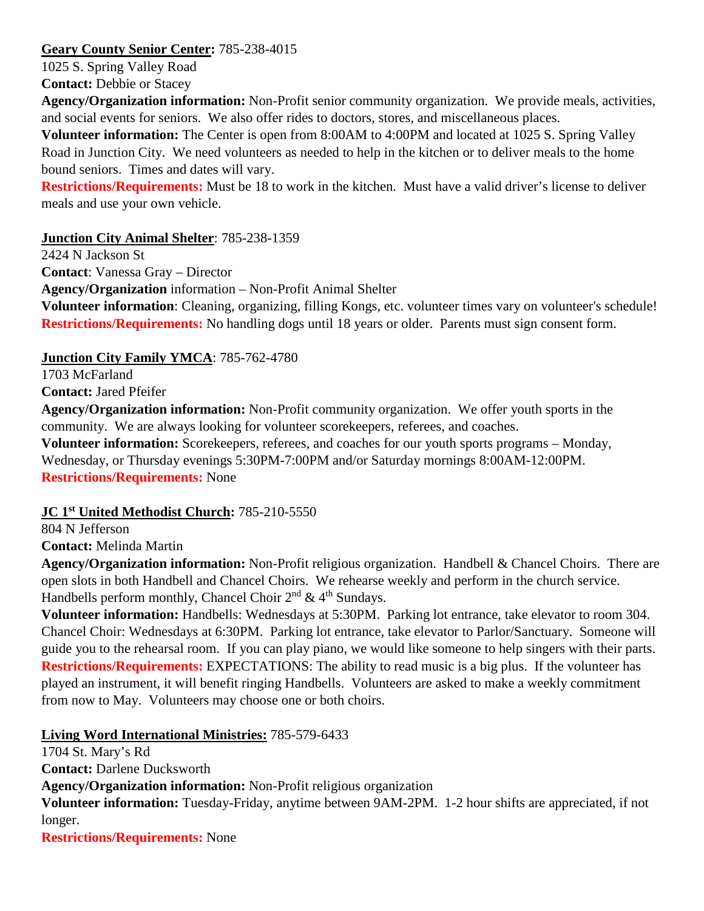**<u>Geary County Senior Center</u>:** 785-238-4015
1025 S. Spring Valley Road
**Contact:** Debbie or Stacey
**Agency/Organization information:** Non-Profit senior community organization. We provide meals, activities, and social events for seniors. We also offer rides to doctors, stores, and miscellaneous places.
**Volunteer information:** The Center is open from 8:00AM to 4:00PM and located at 1025 S. Spring Valley Road in Junction City. We need volunteers as needed to help in the kitchen or to deliver meals to the home bound seniors. Times and dates will vary.
**Restrictions/Requirements:** Must be 18 to work in the kitchen. Must have a valid driver's license to deliver meals and use your own vehicle.

**<u>Junction City Animal Shelter</u>**: 785-238-1359
2424 N Jackson St
**Contact**: Vanessa Gray – Director
**Agency/Organization** information – Non-Profit Animal Shelter
**Volunteer information**: Cleaning, organizing, filling Kongs, etc. volunteer times vary on volunteer's schedule!
**Restrictions/Requirements:** No handling dogs until 18 years or older. Parents must sign consent form.

**<u>Junction City Family YMCA</u>**: 785-762-4780
1703 McFarland
**Contact:** Jared Pfeifer
**Agency/Organization information:** Non-Profit community organization. We offer youth sports in the community. We are always looking for volunteer scorekeepers, referees, and coaches.
**Volunteer information:** Scorekeepers, referees, and coaches for our youth sports programs – Monday, Wednesday, or Thursday evenings 5:30PM-7:00PM and/or Saturday mornings 8:00AM-12:00PM.
**Restrictions/Requirements:** None

**<u>JC 1st United Methodist Church</u>:** 785-210-5550
804 N Jefferson
**Contact:** Melinda Martin
**Agency/Organization information:** Non-Profit religious organization. Handbell & Chancel Choirs. There are open slots in both Handbell and Chancel Choirs. We rehearse weekly and perform in the church service. Handbells perform monthly, Chancel Choir 2nd & 4th Sundays.
**Volunteer information:** Handbells: Wednesdays at 5:30PM. Parking lot entrance, take elevator to room 304. Chancel Choir: Wednesdays at 6:30PM. Parking lot entrance, take elevator to Parlor/Sanctuary. Someone will guide you to the rehearsal room. If you can play piano, we would like someone to help singers with their parts.
**Restrictions/Requirements:** EXPECTATIONS: The ability to read music is a big plus. If the volunteer has played an instrument, it will benefit ringing Handbells. Volunteers are asked to make a weekly commitment from now to May. Volunteers may choose one or both choirs.

**<u>Living Word International Ministries</u>:** 785-579-6433
1704 St. Mary's Rd
**Contact:** Darlene Ducksworth
**Agency/Organization information:** Non-Profit religious organization
**Volunteer information:** Tuesday-Friday, anytime between 9AM-2PM. 1-2 hour shifts are appreciated, if not longer.
**Restrictions/Requirements:** None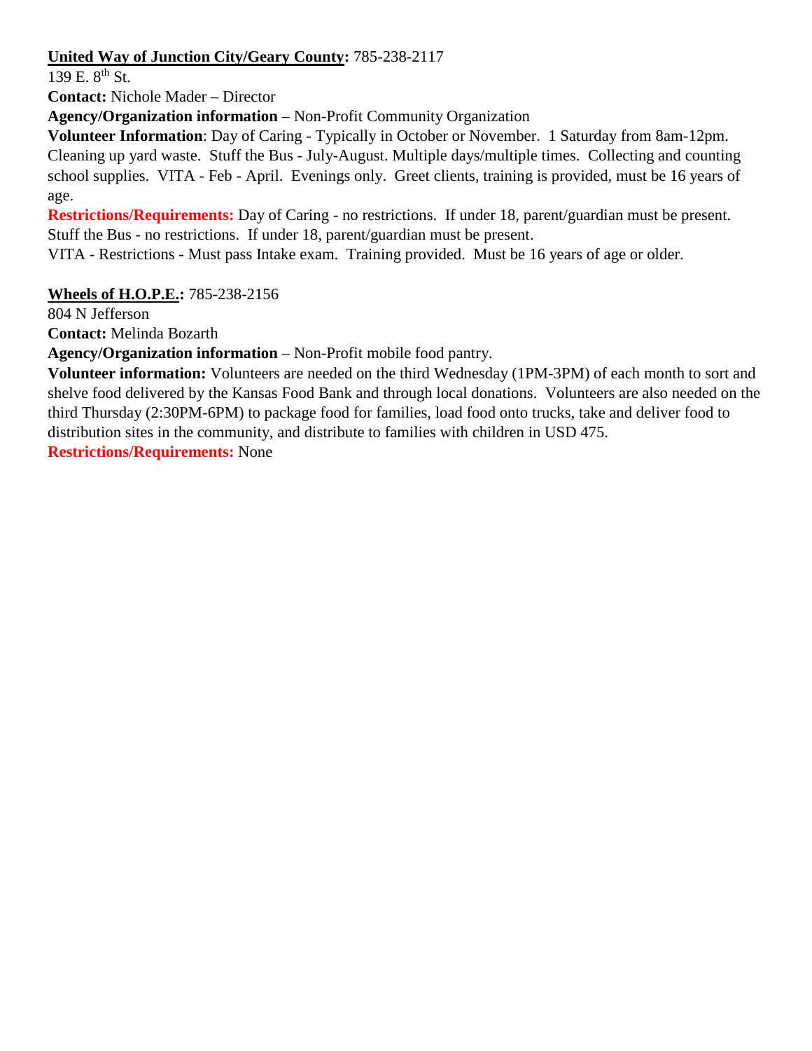**United Way of Junction City/Geary County:** 785-238-2117

139 E. 8th St.

**Contact:** Nichole Mader – Director

**Agency/Organization information** – Non-Profit Community Organization

**Volunteer Information**: Day of Caring - Typically in October or November. 1 Saturday from 8am-12pm. Cleaning up yard waste. Stuff the Bus - July-August. Multiple days/multiple times. Collecting and counting school supplies. VITA - Feb - April. Evenings only. Greet clients, training is provided, must be 16 years of age.

**Restrictions/Requirements:** Day of Caring - no restrictions. If under 18, parent/guardian must be present. Stuff the Bus - no restrictions. If under 18, parent/guardian must be present.

VITA - Restrictions - Must pass Intake exam. Training provided. Must be 16 years of age or older.

**Wheels of H.O.P.E.:** 785-238-2156

804 N Jefferson

**Contact:** Melinda Bozarth

**Agency/Organization information** – Non-Profit mobile food pantry.

**Volunteer information:** Volunteers are needed on the third Wednesday (1PM-3PM) of each month to sort and shelve food delivered by the Kansas Food Bank and through local donations. Volunteers are also needed on the third Thursday (2:30PM-6PM) to package food for families, load food onto trucks, take and deliver food to distribution sites in the community, and distribute to families with children in USD 475.

**Restrictions/Requirements:** None